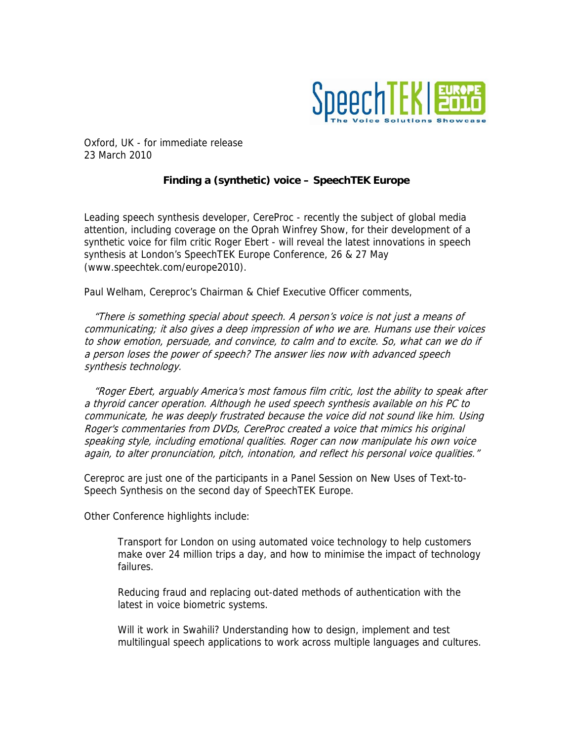SpeechTEK | EUROPE 2010
The Voice Solutions Showcase

Oxford, UK - for immediate release
23 March 2010

**Finding a (synthetic) voice – SpeechTEK Europe**

Leading speech synthesis developer, CereProc - recently the subject of global media attention, including coverage on the Oprah Winfrey Show, for their development of a synthetic voice for film critic Roger Ebert - will reveal the latest innovations in speech synthesis at London's SpeechTEK Europe Conference, 26 & 27 May (www.speechtek.com/europe2010).

Paul Welham, Cereproc's Chairman & Chief Executive Officer comments,

*"There is something special about speech. A person's voice is not just a means of communicating; it also gives a deep impression of who we are. Humans use their voices to show emotion, persuade, and convince, to calm and to excite. So, what can we do if a person loses the power of speech? The answer lies now with advanced speech synthesis technology.*

*"Roger Ebert, arguably America's most famous film critic, lost the ability to speak after a thyroid cancer operation. Although he used speech synthesis available on his PC to communicate, he was deeply frustrated because the voice did not sound like him. Using Roger's commentaries from DVDs, CereProc created a voice that mimics his original speaking style, including emotional qualities. Roger can now manipulate his own voice again, to alter pronunciation, pitch, intonation, and reflect his personal voice qualities."*

Cereproc are just one of the participants in a Panel Session on New Uses of Text-to-Speech Synthesis on the second day of SpeechTEK Europe.

Other Conference highlights include:

Transport for London on using automated voice technology to help customers make over 24 million trips a day, and how to minimise the impact of technology failures.

Reducing fraud and replacing out-dated methods of authentication with the latest in voice biometric systems.

Will it work in Swahili? Understanding how to design, implement and test multilingual speech applications to work across multiple languages and cultures.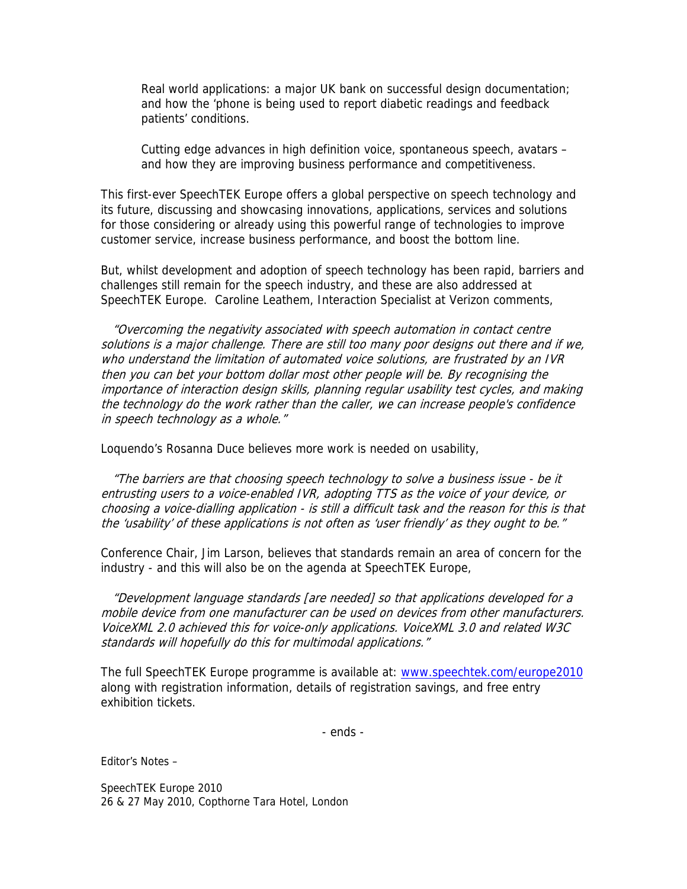Real world applications: a major UK bank on successful design documentation; and how the 'phone is being used to report diabetic readings and feedback patients' conditions.

Cutting edge advances in high definition voice, spontaneous speech, avatars – and how they are improving business performance and competitiveness.

This first-ever SpeechTEK Europe offers a global perspective on speech technology and its future, discussing and showcasing innovations, applications, services and solutions for those considering or already using this powerful range of technologies to improve customer service, increase business performance, and boost the bottom line.

But, whilst development and adoption of speech technology has been rapid, barriers and challenges still remain for the speech industry, and these are also addressed at SpeechTEK Europe. Caroline Leathem, Interaction Specialist at Verizon comments,

*"Overcoming the negativity associated with speech automation in contact centre solutions is a major challenge. There are still too many poor designs out there and if we, who understand the limitation of automated voice solutions, are frustrated by an IVR then you can bet your bottom dollar most other people will be. By recognising the importance of interaction design skills, planning regular usability test cycles, and making the technology do the work rather than the caller, we can increase people's confidence in speech technology as a whole."*

Loquendo's Rosanna Duce believes more work is needed on usability,

*"The barriers are that choosing speech technology to solve a business issue - be it entrusting users to a voice-enabled IVR, adopting TTS as the voice of your device, or choosing a voice-dialling application - is still a difficult task and the reason for this is that the 'usability' of these applications is not often as 'user friendly' as they ought to be."*

Conference Chair, Jim Larson, believes that standards remain an area of concern for the industry - and this will also be on the agenda at SpeechTEK Europe,

*"Development language standards [are needed] so that applications developed for a mobile device from one manufacturer can be used on devices from other manufacturers. VoiceXML 2.0 achieved this for voice-only applications. VoiceXML 3.0 and related W3C standards will hopefully do this for multimodal applications."*

The full SpeechTEK Europe programme is available at: [www.speechtek.com/europe2010](http://www.speechtek.com/europe2010) along with registration information, details of registration savings, and free entry exhibition tickets.

- ends -

Editor's Notes –

SpeechTEK Europe 2010
26 & 27 May 2010, Copthorne Tara Hotel, London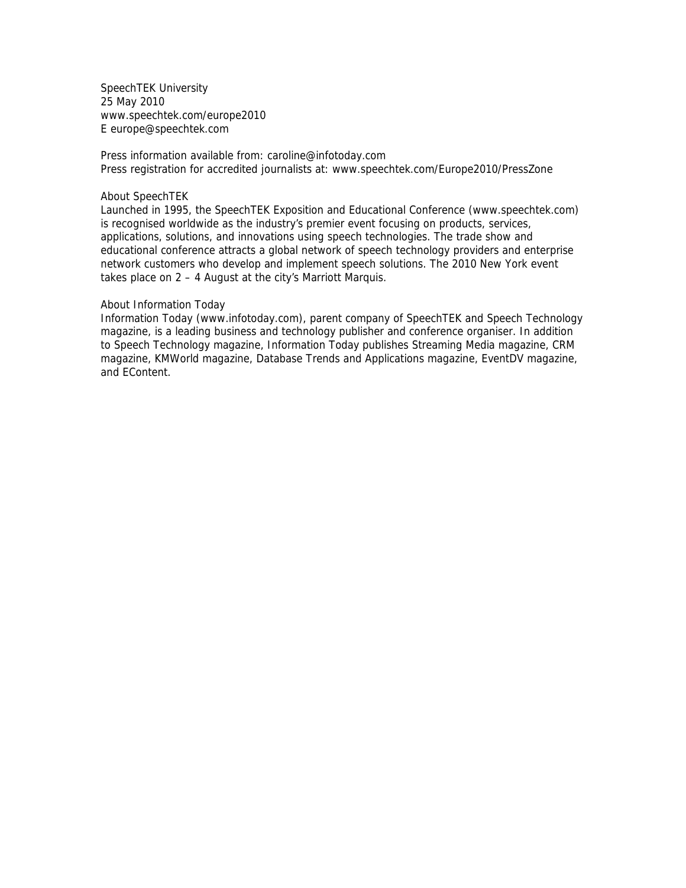SpeechTEK University
25 May 2010
www.speechtek.com/europe2010
E europe@speechtek.com

Press information available from: caroline@infotoday.com
Press registration for accredited journalists at: www.speechtek.com/Europe2010/PressZone

About SpeechTEK
Launched in 1995, the SpeechTEK Exposition and Educational Conference (www.speechtek.com) is recognised worldwide as the industry's premier event focusing on products, services, applications, solutions, and innovations using speech technologies. The trade show and educational conference attracts a global network of speech technology providers and enterprise network customers who develop and implement speech solutions. The 2010 New York event takes place on 2 – 4 August at the city's Marriott Marquis.

About Information Today
Information Today (www.infotoday.com), parent company of SpeechTEK and Speech Technology magazine, is a leading business and technology publisher and conference organiser. In addition to Speech Technology magazine, Information Today publishes Streaming Media magazine, CRM magazine, KMWorld magazine, Database Trends and Applications magazine, EventDV magazine, and EContent.